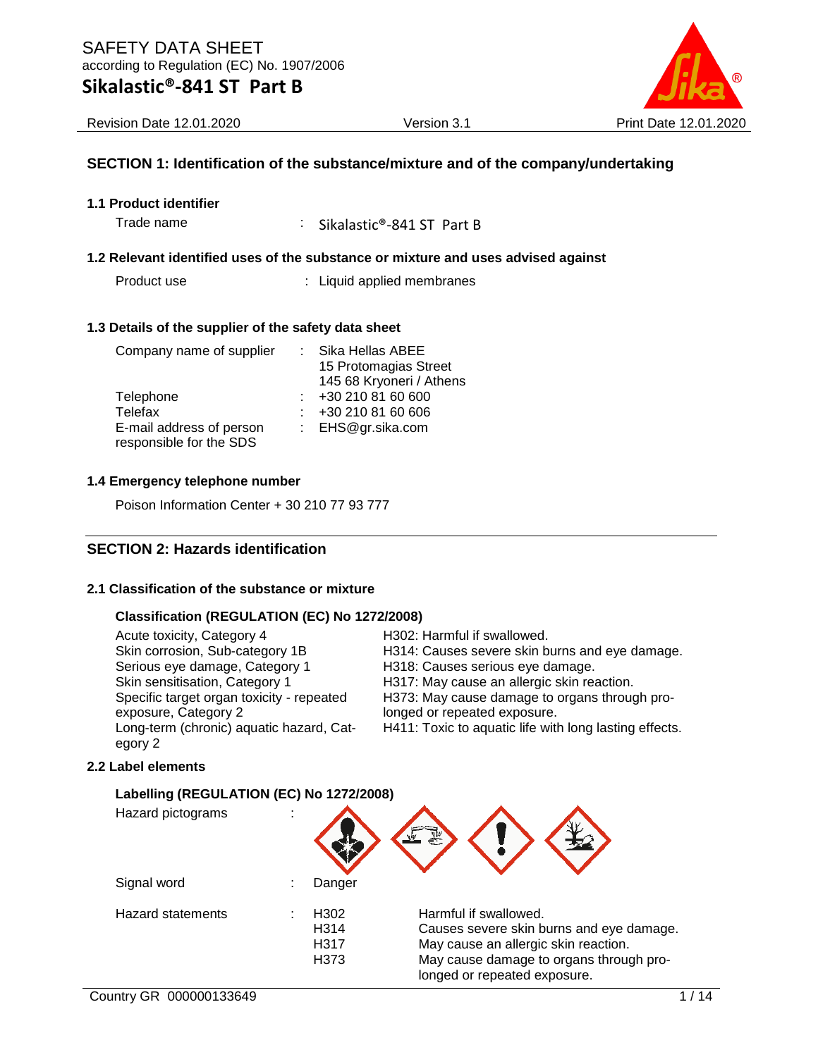SAFETY DATA SHEET
according to Regulation (EC) No. 1907/2006

# Sikalastic®-841 ST Part B

Revision Date 12.01.2020 | Version 3.1 | Print Date 12.01.2020

## SECTION 1: Identification of the substance/mixture and of the company/undertaking

### 1.1 Product identifier

Trade name : Sikalastic®-841 ST Part B

### 1.2 Relevant identified uses of the substance or mixture and uses advised against

Product use : Liquid applied membranes

### 1.3 Details of the supplier of the safety data sheet

| | | |
|---|---|---|
| Company name of supplier | : | Sika Hellas ABEE<br>15 Protomagias Street<br>145 68 Kryoneri / Athens |
| Telephone | : | +30 210 81 60 600 |
| Telefax | : | +30 210 81 60 606 |
| E-mail address of person responsible for the SDS | : | EHS@gr.sika.com |

### 1.4 Emergency telephone number

Poison Information Center + 30 210 77 93 777

## SECTION 2: Hazards identification

### 2.1 Classification of the substance or mixture

**Classification (REGULATION (EC) No 1272/2008)**

| | |
|---|---|
| Acute toxicity, Category 4 | H302: Harmful if swallowed. |
| Skin corrosion, Sub-category 1B | H314: Causes severe skin burns and eye damage. |
| Serious eye damage, Category 1 | H318: Causes serious eye damage. |
| Skin sensitisation, Category 1 | H317: May cause an allergic skin reaction. |
| Specific target organ toxicity - repeated exposure, Category 2 | H373: May cause damage to organs through prolonged or repeated exposure. |
| Long-term (chronic) aquatic hazard, Category 2 | H411: Toxic to aquatic life with long lasting effects. |

### 2.2 Label elements

**Labelling (REGULATION (EC) No 1272/2008)**

Hazard pictograms :

Signal word : Danger

| | | | |
|---|---|---|---|
| Hazard statements | : | H302 | Harmful if swallowed. |
| | | H314 | Causes severe skin burns and eye damage. |
| | | H317 | May cause an allergic skin reaction. |
| | | H373 | May cause damage to organs through prolonged or repeated exposure. |

Country GR 000000133649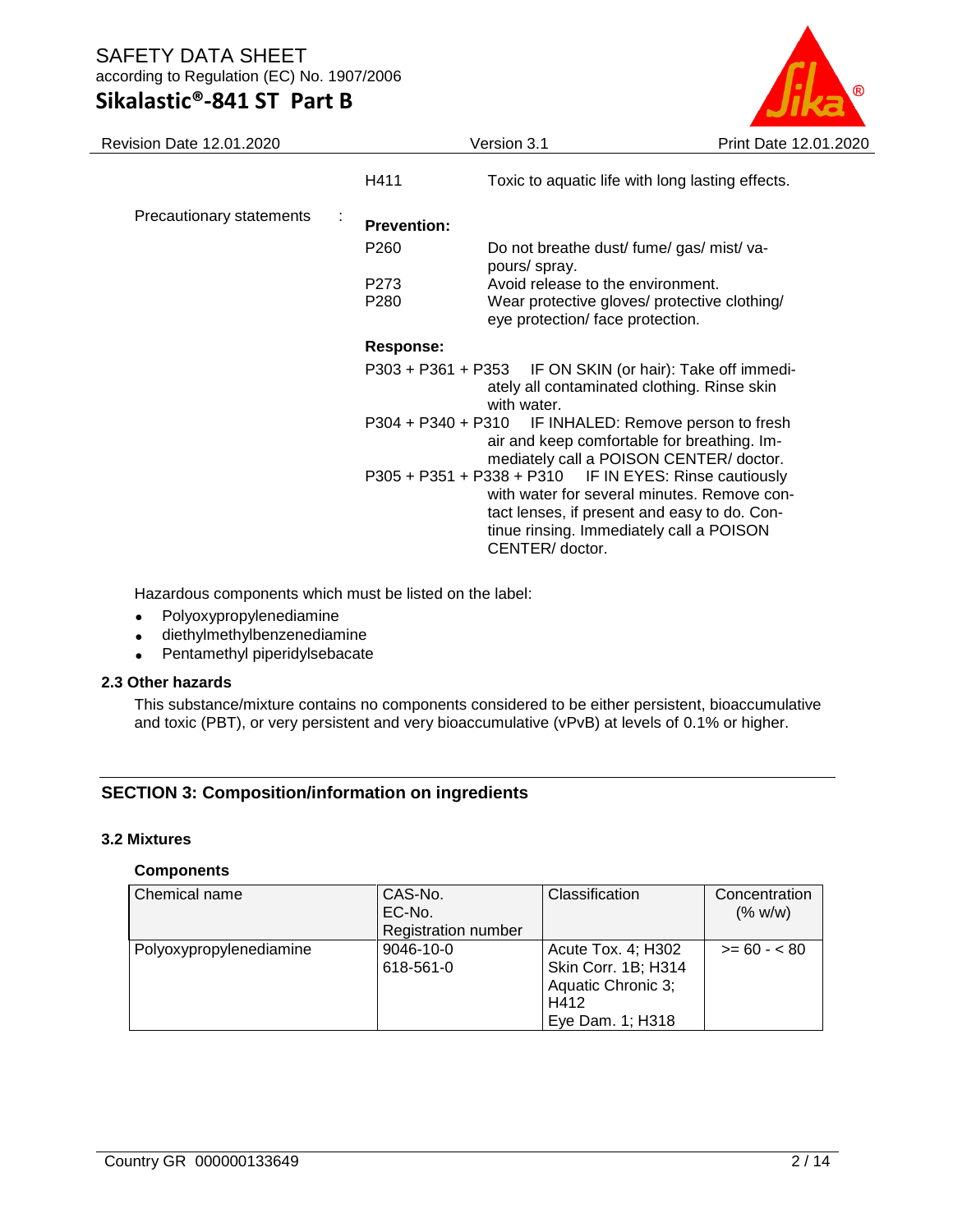| | | |
|---|---|---|
| | H411 | Toxic to aquatic life with long lasting effects. |
| Precautionary statements : | **Prevention:** | |
| | P260 | Do not breathe dust/ fume/ gas/ mist/ vapours/ spray. |
| | P273 | Avoid release to the environment. |
| | P280 | Wear protective gloves/ protective clothing/ eye protection/ face protection. |
| | **Response:** | |
| | P303 + P361 + P353 | IF ON SKIN (or hair): Take off immediately all contaminated clothing. Rinse skin with water. |
| | P304 + P340 + P310 | IF INHALED: Remove person to fresh air and keep comfortable for breathing. Immediately call a POISON CENTER/ doctor. |
| | P305 + P351 + P338 + P310 | IF IN EYES: Rinse cautiously with water for several minutes. Remove contact lenses, if present and easy to do. Continue rinsing. Immediately call a POISON CENTER/ doctor. |

Hazardous components which must be listed on the label:

- Polyoxypropylenediamine
- diethylmethylbenzenediamine
- Pentamethyl piperidylsebacate

### 2.3 Other hazards

This substance/mixture contains no components considered to be either persistent, bioaccumulative and toxic (PBT), or very persistent and very bioaccumulative (vPvB) at levels of 0.1% or higher.

## SECTION 3: Composition/information on ingredients

### 3.2 Mixtures

**Components**

| Chemical name | CAS-No.<br>EC-No.<br>Registration number | Classification | Concentration (% w/w) |
|---|---|---|---|
| Polyoxypropylenediamine | 9046-10-0<br>618-561-0 | Acute Tox. 4; H302<br>Skin Corr. 1B; H314<br>Aquatic Chronic 3; H412<br>Eye Dam. 1; H318 | >= 60 - < 80 |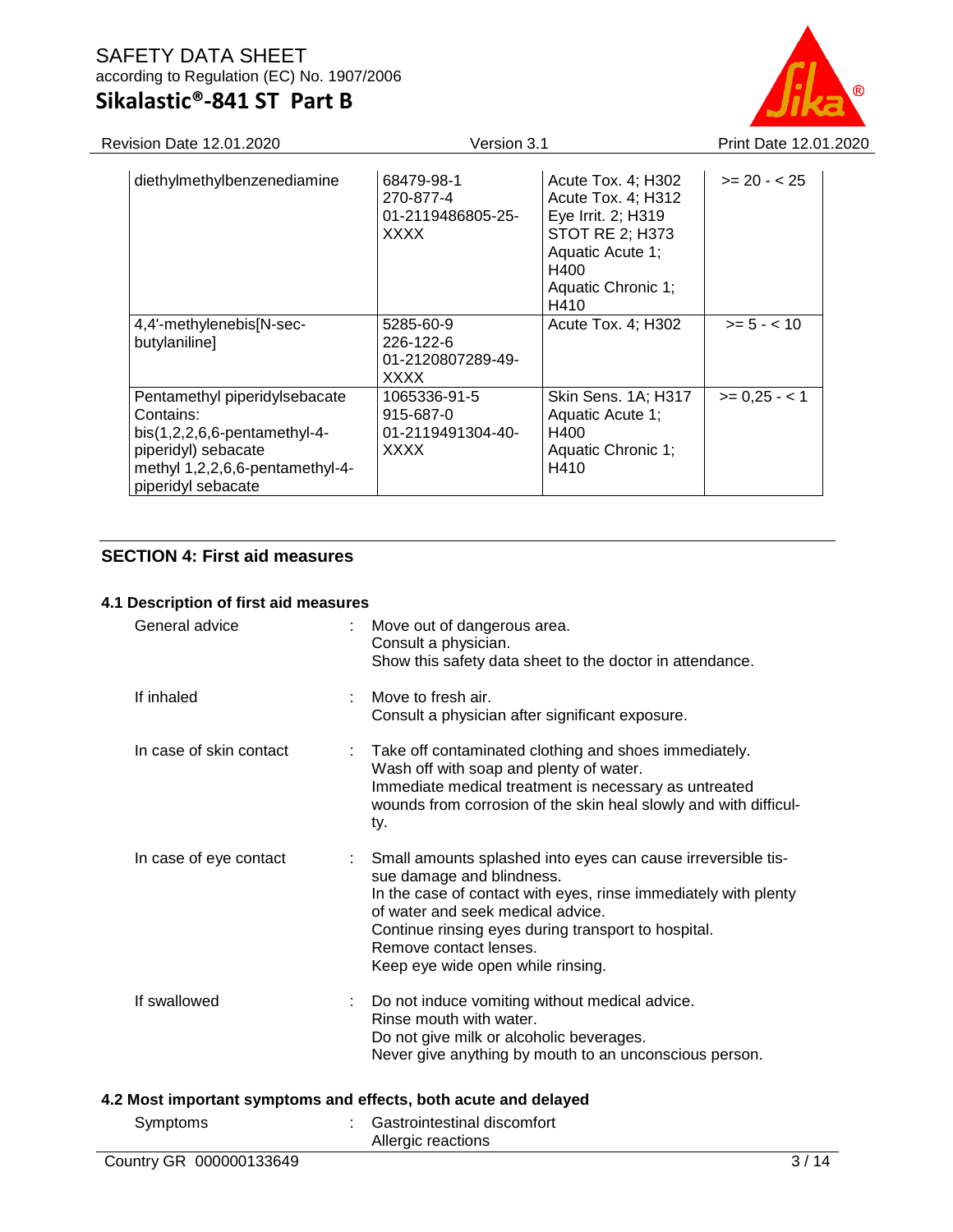| | | | |
|---|---|---|---|
| diethylmethylbenzenediamine | 68479-98-1<br>270-877-4<br>01-2119486805-25-XXXX | Acute Tox. 4; H302<br>Acute Tox. 4; H312<br>Eye Irrit. 2; H319<br>STOT RE 2; H373<br>Aquatic Acute 1; H400<br>Aquatic Chronic 1; H410 | >= 20 - < 25 |
| 4,4'-methylenebis[N-sec-butylaniline] | 5285-60-9<br>226-122-6<br>01-2120807289-49-XXXX | Acute Tox. 4; H302 | >= 5 - < 10 |
| Pentamethyl piperidylsebacate<br>Contains:<br>bis(1,2,2,6,6-pentamethyl-4-piperidyl) sebacate<br>methyl 1,2,2,6,6-pentamethyl-4-piperidyl sebacate | 1065336-91-5<br>915-687-0<br>01-2119491304-40-XXXX | Skin Sens. 1A; H317<br>Aquatic Acute 1; H400<br>Aquatic Chronic 1; H410 | >= 0,25 - < 1 |

## SECTION 4: First aid measures

### 4.1 Description of first aid measures

General advice : Move out of dangerous area.
Consult a physician.
Show this safety data sheet to the doctor in attendance.

If inhaled : Move to fresh air.
Consult a physician after significant exposure.

In case of skin contact : Take off contaminated clothing and shoes immediately.
Wash off with soap and plenty of water.
Immediate medical treatment is necessary as untreated wounds from corrosion of the skin heal slowly and with difficulty.

In case of eye contact : Small amounts splashed into eyes can cause irreversible tissue damage and blindness.
In the case of contact with eyes, rinse immediately with plenty of water and seek medical advice.
Continue rinsing eyes during transport to hospital.
Remove contact lenses.
Keep eye wide open while rinsing.

If swallowed : Do not induce vomiting without medical advice.
Rinse mouth with water.
Do not give milk or alcoholic beverages.
Never give anything by mouth to an unconscious person.

### 4.2 Most important symptoms and effects, both acute and delayed

Symptoms : Gastrointestinal discomfort
Allergic reactions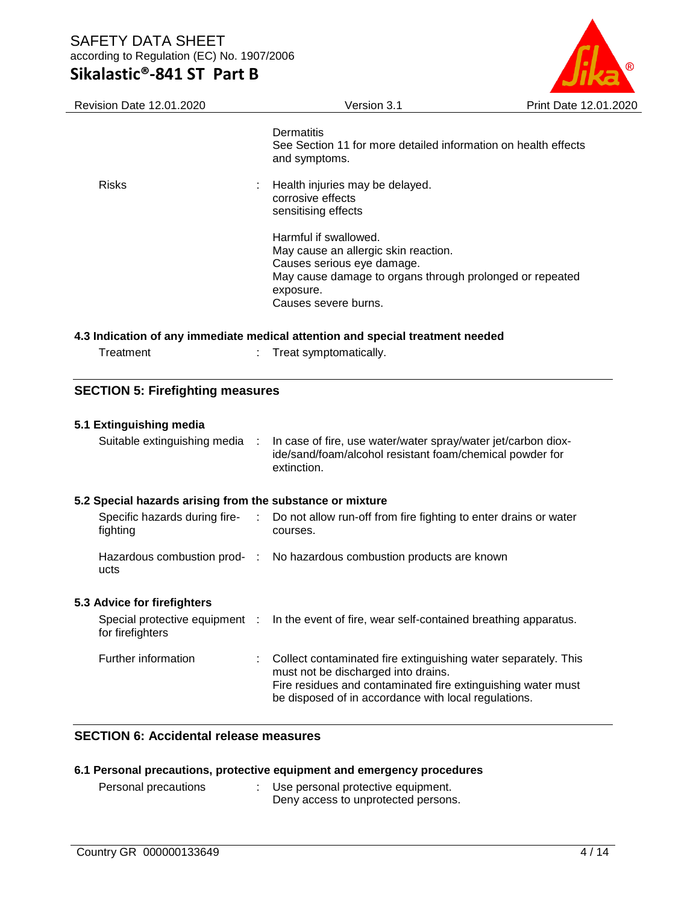| | | |
|---|---|---|
| | | Dermatitis<br>See Section 11 for more detailed information on health effects and symptoms. |
| Risks | : | Health injuries may be delayed.<br>corrosive effects<br>sensitising effects<br><br>Harmful if swallowed.<br>May cause an allergic skin reaction.<br>Causes serious eye damage.<br>May cause damage to organs through prolonged or repeated exposure.<br>Causes severe burns. |

### 4.3 Indication of any immediate medical attention and special treatment needed

| | | |
|---|---|---|
| Treatment | : | Treat symptomatically. |

## SECTION 5: Firefighting measures

### 5.1 Extinguishing media

| | | |
|---|---|---|
| Suitable extinguishing media | : | In case of fire, use water/water spray/water jet/carbon dioxide/sand/foam/alcohol resistant foam/chemical powder for extinction. |

### 5.2 Special hazards arising from the substance or mixture

| | | |
|---|---|---|
| Specific hazards during firefighting | : | Do not allow run-off from fire fighting to enter drains or water courses. |
| Hazardous combustion products | : | No hazardous combustion products are known |

### 5.3 Advice for firefighters

| | | |
|---|---|---|
| Special protective equipment for firefighters | : | In the event of fire, wear self-contained breathing apparatus. |
| Further information | : | Collect contaminated fire extinguishing water separately. This must not be discharged into drains.<br>Fire residues and contaminated fire extinguishing water must be disposed of in accordance with local regulations. |

## SECTION 6: Accidental release measures

### 6.1 Personal precautions, protective equipment and emergency procedures

| | | |
|---|---|---|
| Personal precautions | : | Use personal protective equipment.<br>Deny access to unprotected persons. |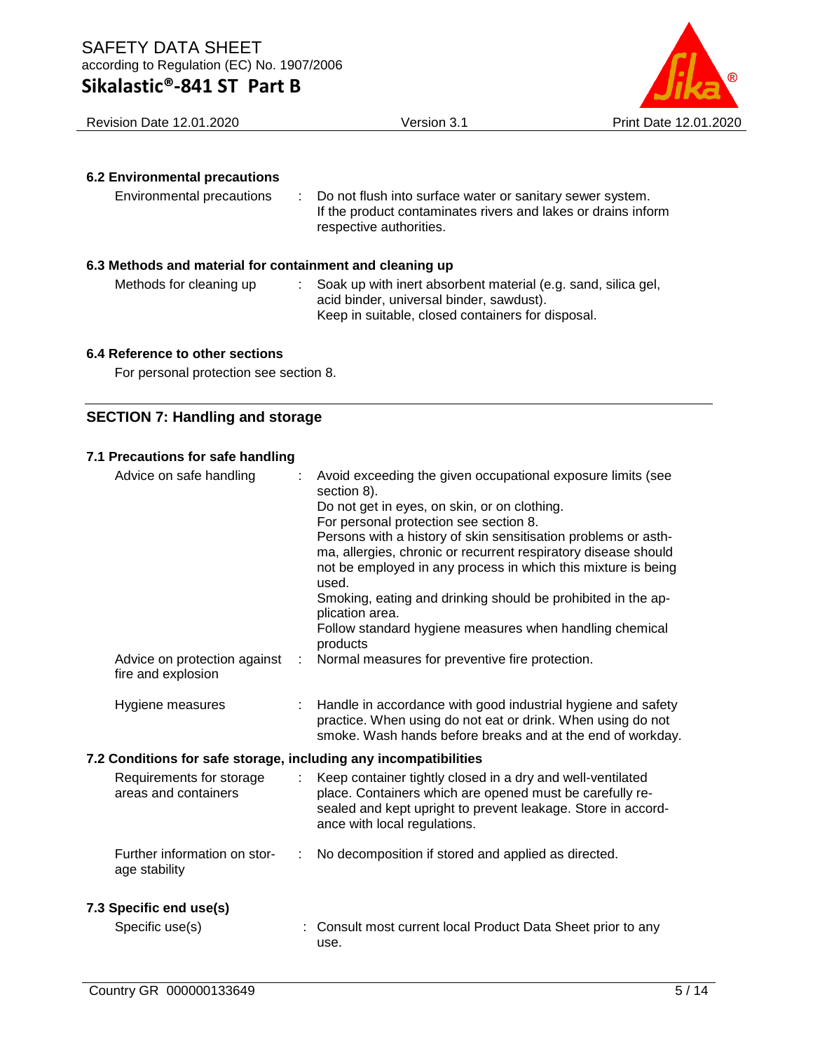### 6.2 Environmental precautions

| | |
|---|---|
| Environmental precautions | : Do not flush into surface water or sanitary sewer system. If the product contaminates rivers and lakes or drains inform respective authorities. |

### 6.3 Methods and material for containment and cleaning up

| | |
|---|---|
| Methods for cleaning up | : Soak up with inert absorbent material (e.g. sand, silica gel, acid binder, universal binder, sawdust). Keep in suitable, closed containers for disposal. |

### 6.4 Reference to other sections

For personal protection see section 8.

## SECTION 7: Handling and storage

### 7.1 Precautions for safe handling

| | |
|---|---|
| Advice on safe handling | : Avoid exceeding the given occupational exposure limits (see section 8). Do not get in eyes, on skin, or on clothing. For personal protection see section 8. Persons with a history of skin sensitisation problems or asthma, allergies, chronic or recurrent respiratory disease should not be employed in any process in which this mixture is being used. Smoking, eating and drinking should be prohibited in the application area. Follow standard hygiene measures when handling chemical products |
| Advice on protection against fire and explosion | : Normal measures for preventive fire protection. |
| Hygiene measures | : Handle in accordance with good industrial hygiene and safety practice. When using do not eat or drink. When using do not smoke. Wash hands before breaks and at the end of workday. |

### 7.2 Conditions for safe storage, including any incompatibilities

| | |
|---|---|
| Requirements for storage areas and containers | : Keep container tightly closed in a dry and well-ventilated place. Containers which are opened must be carefully resealed and kept upright to prevent leakage. Store in accordance with local regulations. |
| Further information on storage stability | : No decomposition if stored and applied as directed. |

### 7.3 Specific end use(s)

| | |
|---|---|
| Specific use(s) | : Consult most current local Product Data Sheet prior to any use. |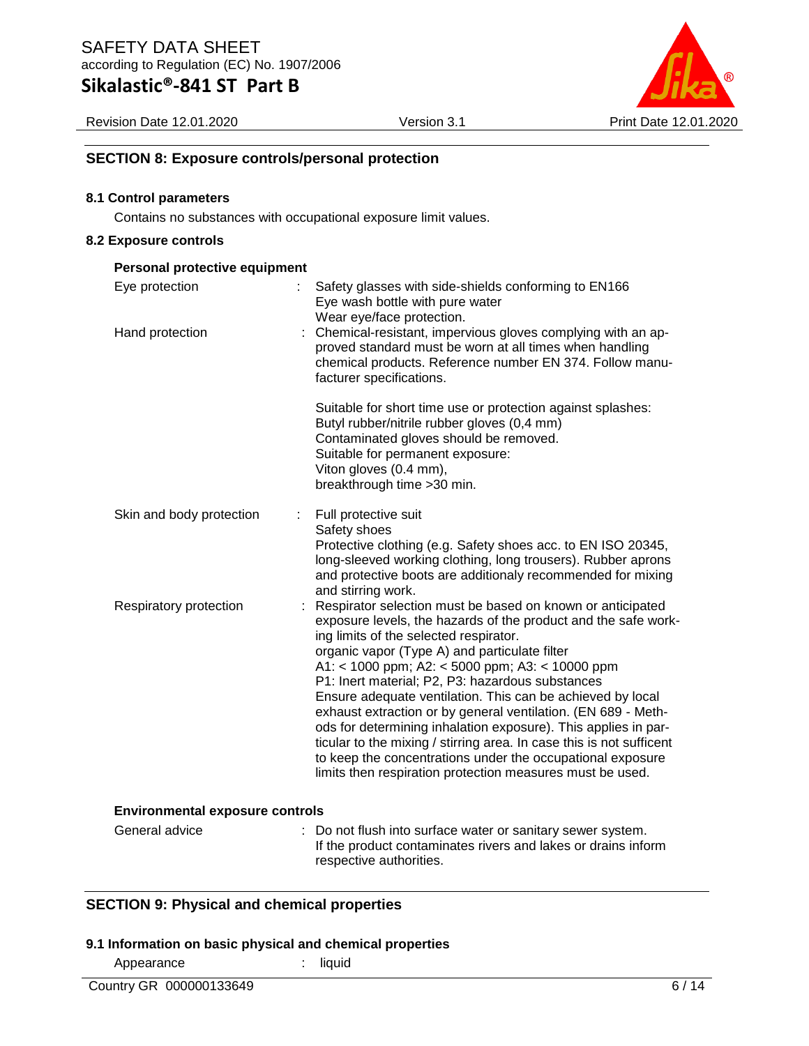## SECTION 8: Exposure controls/personal protection

### 8.1 Control parameters

Contains no substances with occupational exposure limit values.

### 8.2 Exposure controls

**Personal protective equipment**

| | |
|---|---|
| Eye protection | : Safety glasses with side-shields conforming to EN166<br>Eye wash bottle with pure water<br>Wear eye/face protection. |
| Hand protection | : Chemical-resistant, impervious gloves complying with an approved standard must be worn at all times when handling chemical products. Reference number EN 374. Follow manufacturer specifications.<br><br>Suitable for short time use or protection against splashes:<br>Butyl rubber/nitrile rubber gloves (0,4 mm)<br>Contaminated gloves should be removed.<br>Suitable for permanent exposure:<br>Viton gloves (0.4 mm),<br>breakthrough time >30 min. |
| Skin and body protection | : Full protective suit<br>Safety shoes<br>Protective clothing (e.g. Safety shoes acc. to EN ISO 20345, long-sleeved working clothing, long trousers). Rubber aprons and protective boots are additionaly recommended for mixing and stirring work. |
| Respiratory protection | : Respirator selection must be based on known or anticipated exposure levels, the hazards of the product and the safe working limits of the selected respirator.<br>organic vapor (Type A) and particulate filter<br>A1: < 1000 ppm; A2: < 5000 ppm; A3: < 10000 ppm<br>P1: Inert material; P2, P3: hazardous substances<br>Ensure adequate ventilation. This can be achieved by local exhaust extraction or by general ventilation. (EN 689 - Methods for determining inhalation exposure). This applies in particular to the mixing / stirring area. In case this is not sufficent to keep the concentrations under the occupational exposure limits then respiration protection measures must be used. |

**Environmental exposure controls**

| | |
|---|---|
| General advice | : Do not flush into surface water or sanitary sewer system.<br>If the product contaminates rivers and lakes or drains inform respective authorities. |

## SECTION 9: Physical and chemical properties

### 9.1 Information on basic physical and chemical properties

| | |
|---|---|
| Appearance | : liquid |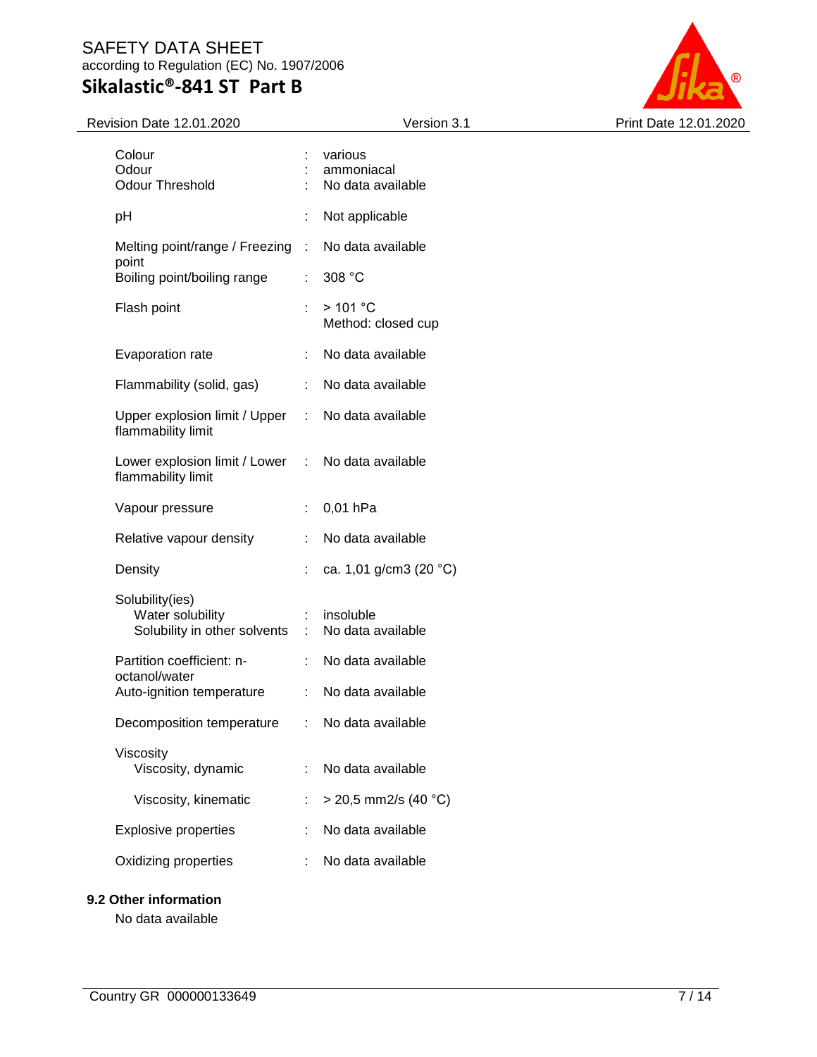| | | |
|---|---|---|
| Colour | : | various |
| Odour | : | ammoniacal |
| Odour Threshold | : | No data available |
| pH | : | Not applicable |
| Melting point/range / Freezing point | : | No data available |
| Boiling point/boiling range | : | 308 °C |
| Flash point | : | > 101 °C<br>Method: closed cup |
| Evaporation rate | : | No data available |
| Flammability (solid, gas) | : | No data available |
| Upper explosion limit / Upper flammability limit | : | No data available |
| Lower explosion limit / Lower flammability limit | : | No data available |
| Vapour pressure | : | 0,01 hPa |
| Relative vapour density | : | No data available |
| Density | : | ca. 1,01 g/cm3 (20 °C) |
| Solubility(ies) | | |
| Water solubility | : | insoluble |
| Solubility in other solvents | : | No data available |
| Partition coefficient: n-octanol/water | : | No data available |
| Auto-ignition temperature | : | No data available |
| Decomposition temperature | : | No data available |
| Viscosity | | |
| Viscosity, dynamic | : | No data available |
| Viscosity, kinematic | : | > 20,5 mm2/s (40 °C) |
| Explosive properties | : | No data available |
| Oxidizing properties | : | No data available |

**9.2 Other information**

No data available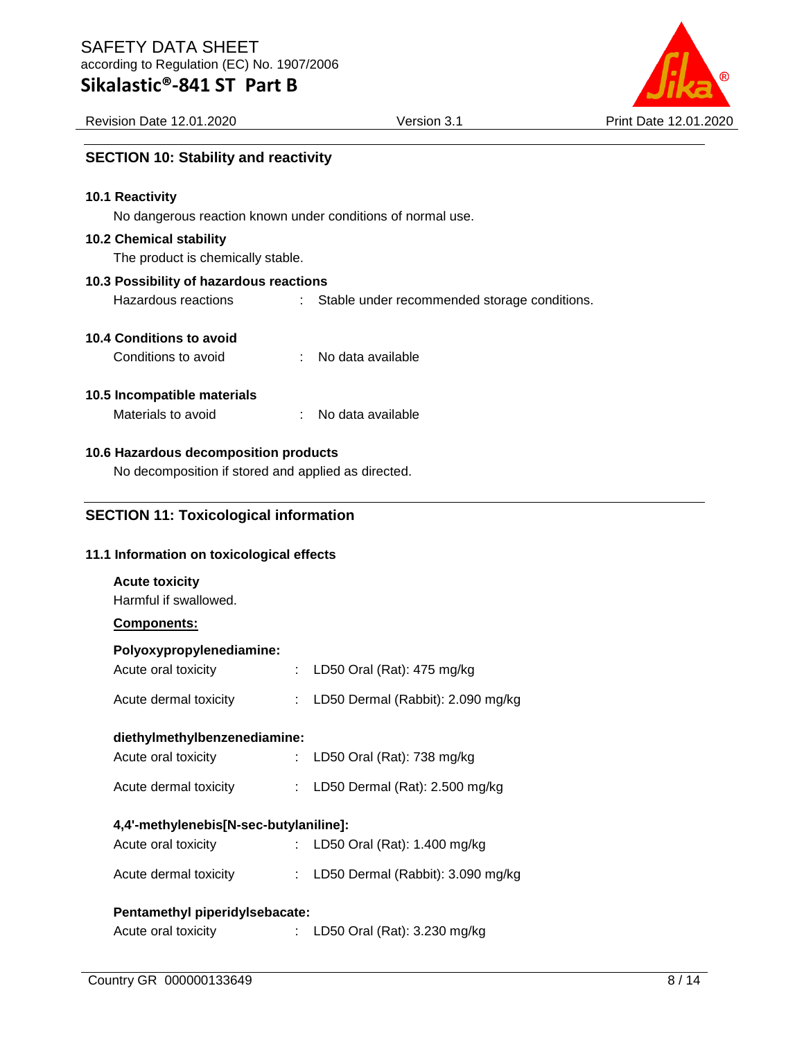## SECTION 10: Stability and reactivity

### 10.1 Reactivity

No dangerous reaction known under conditions of normal use.

### 10.2 Chemical stability

The product is chemically stable.

### 10.3 Possibility of hazardous reactions

Hazardous reactions : Stable under recommended storage conditions.

### 10.4 Conditions to avoid

Conditions to avoid : No data available

### 10.5 Incompatible materials

Materials to avoid : No data available

### 10.6 Hazardous decomposition products

No decomposition if stored and applied as directed.

## SECTION 11: Toxicological information

### 11.1 Information on toxicological effects

**Acute toxicity**

Harmful if swallowed.

**Components:**

**Polyoxypropylenediamine:**

Acute oral toxicity : LD50 Oral (Rat): 475 mg/kg

Acute dermal toxicity : LD50 Dermal (Rabbit): 2.090 mg/kg

**diethylmethylbenzenediamine:**

Acute oral toxicity : LD50 Oral (Rat): 738 mg/kg

Acute dermal toxicity : LD50 Dermal (Rat): 2.500 mg/kg

**4,4'-methylenebis[N-sec-butylaniline]:**

Acute oral toxicity : LD50 Oral (Rat): 1.400 mg/kg

Acute dermal toxicity : LD50 Dermal (Rabbit): 3.090 mg/kg

**Pentamethyl piperidylsebacate:**

Acute oral toxicity : LD50 Oral (Rat): 3.230 mg/kg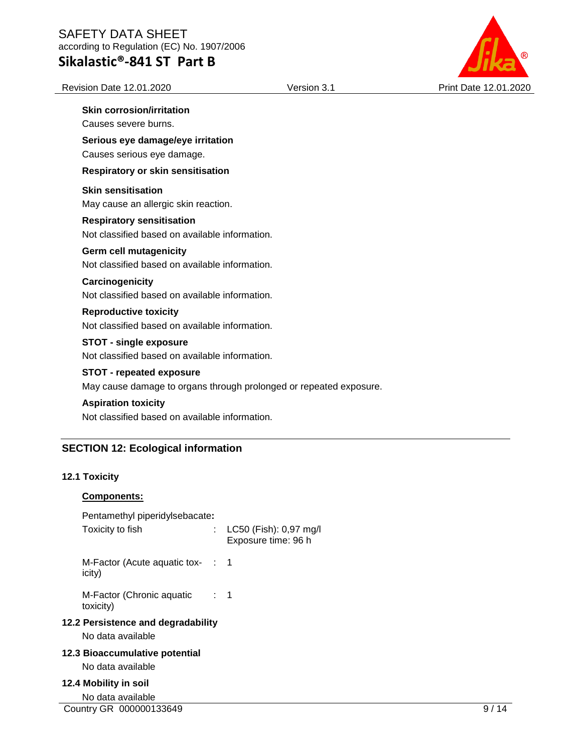**Skin corrosion/irritation**

Causes severe burns.

**Serious eye damage/eye irritation**

Causes serious eye damage.

**Respiratory or skin sensitisation**

**Skin sensitisation**

May cause an allergic skin reaction.

**Respiratory sensitisation**

Not classified based on available information.

**Germ cell mutagenicity**

Not classified based on available information.

**Carcinogenicity**

Not classified based on available information.

**Reproductive toxicity**

Not classified based on available information.

**STOT - single exposure**

Not classified based on available information.

**STOT - repeated exposure**

May cause damage to organs through prolonged or repeated exposure.

**Aspiration toxicity**

Not classified based on available information.

## SECTION 12: Ecological information

### 12.1 Toxicity

**<u>Components:</u>**

Pentamethyl piperidylsebacate**:**

| | | |
|---|---|---|
| Toxicity to fish | : | LC50 (Fish): 0,97 mg/l<br>Exposure time: 96 h |
| M-Factor (Acute aquatic toxicity) | : | 1 |
| M-Factor (Chronic aquatic toxicity) | : | 1 |

### 12.2 Persistence and degradability

No data available

### 12.3 Bioaccumulative potential

No data available

### 12.4 Mobility in soil

No data available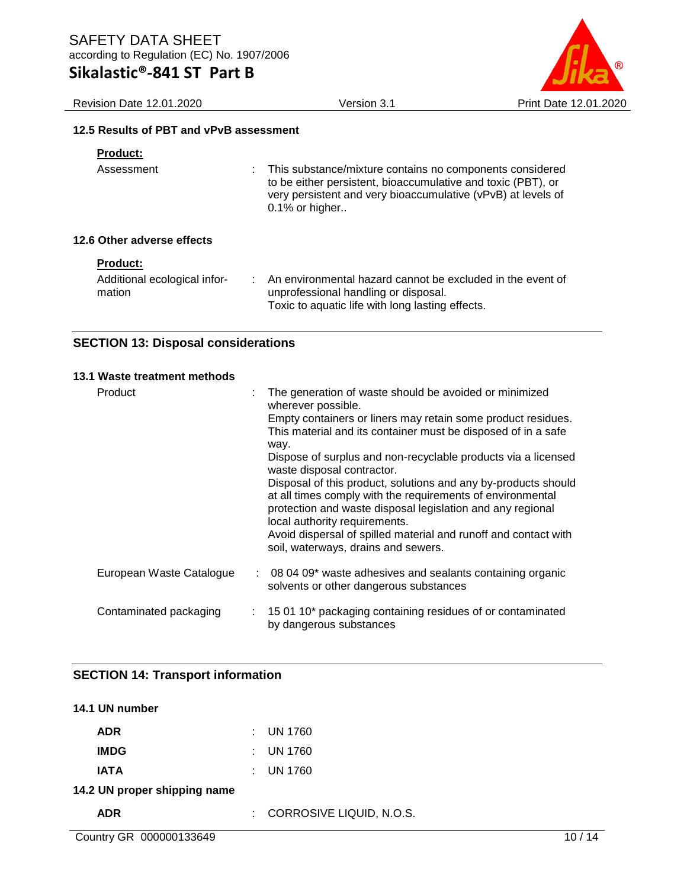### 12.5 Results of PBT and vPvB assessment

**Product:**

| | |
|---|---|
| Assessment | : This substance/mixture contains no components considered to be either persistent, bioaccumulative and toxic (PBT), or very persistent and very bioaccumulative (vPvB) at levels of 0.1% or higher.. |

### 12.6 Other adverse effects

**Product:**

| | |
|---|---|
| Additional ecological information | : An environmental hazard cannot be excluded in the event of unprofessional handling or disposal.<br>Toxic to aquatic life with long lasting effects. |

## SECTION 13: Disposal considerations

### 13.1 Waste treatment methods

| | |
|---|---|
| Product | : The generation of waste should be avoided or minimized wherever possible.<br>Empty containers or liners may retain some product residues.<br>This material and its container must be disposed of in a safe way.<br>Dispose of surplus and non-recyclable products via a licensed waste disposal contractor.<br>Disposal of this product, solutions and any by-products should at all times comply with the requirements of environmental protection and waste disposal legislation and any regional local authority requirements.<br>Avoid dispersal of spilled material and runoff and contact with soil, waterways, drains and sewers. |
| European Waste Catalogue | : 08 04 09* waste adhesives and sealants containing organic solvents or other dangerous substances |
| Contaminated packaging | : 15 01 10* packaging containing residues of or contaminated by dangerous substances |

## SECTION 14: Transport information

### 14.1 UN number

| | |
|---|---|
| **ADR** | : UN 1760 |
| **IMDG** | : UN 1760 |
| **IATA** | : UN 1760 |

### 14.2 UN proper shipping name

| | |
|---|---|
| **ADR** | : CORROSIVE LIQUID, N.O.S. |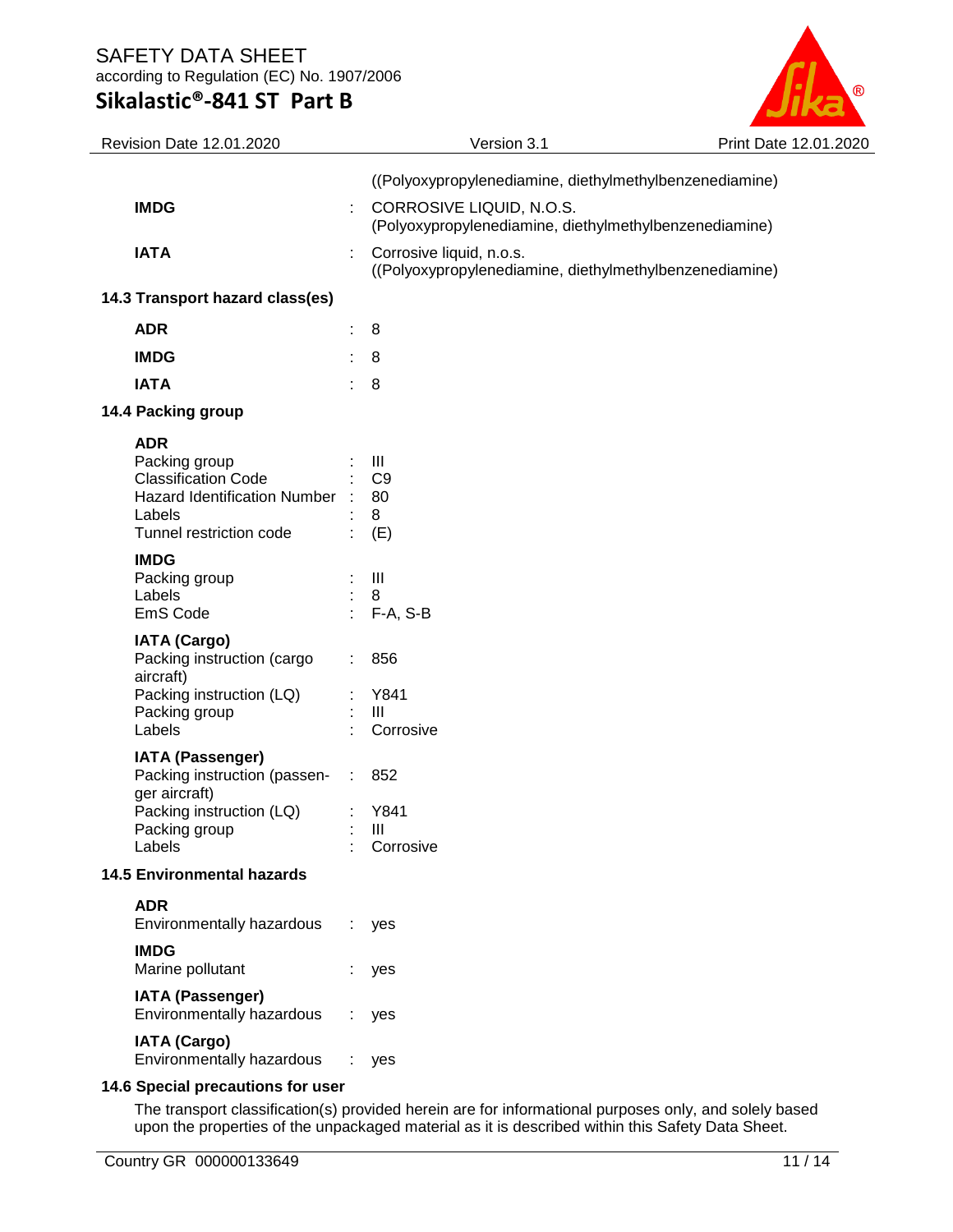((Polyoxypropylenediamine, diethylmethylbenzenediamine)

**IMDG** : CORROSIVE LIQUID, N.O.S.
(Polyoxypropylenediamine, diethylmethylbenzenediamine)

**IATA** : Corrosive liquid, n.o.s.
((Polyoxypropylenediamine, diethylmethylbenzenediamine)

### 14.3 Transport hazard class(es)

| | | |
|---|---|---|
| **ADR** | : | 8 |
| **IMDG** | : | 8 |
| **IATA** | : | 8 |

### 14.4 Packing group

**ADR**

| | | |
|---|---|---|
| Packing group | : | III |
| Classification Code | : | C9 |
| Hazard Identification Number | : | 80 |
| Labels | : | 8 |
| Tunnel restriction code | : | (E) |

**IMDG**

| | | |
|---|---|---|
| Packing group | : | III |
| Labels | : | 8 |
| EmS Code | : | F-A, S-B |

**IATA (Cargo)**

| | | |
|---|---|---|
| Packing instruction (cargo aircraft) | : | 856 |
| Packing instruction (LQ) | : | Y841 |
| Packing group | : | III |
| Labels | : | Corrosive |

**IATA (Passenger)**

| | | |
|---|---|---|
| Packing instruction (passenger aircraft) | : | 852 |
| Packing instruction (LQ) | : | Y841 |
| Packing group | : | III |
| Labels | : | Corrosive |

### 14.5 Environmental hazards

**ADR**
Environmentally hazardous : yes

**IMDG**
Marine pollutant : yes

**IATA (Passenger)**
Environmentally hazardous : yes

**IATA (Cargo)**
Environmentally hazardous : yes

### 14.6 Special precautions for user

The transport classification(s) provided herein are for informational purposes only, and solely based upon the properties of the unpackaged material as it is described within this Safety Data Sheet.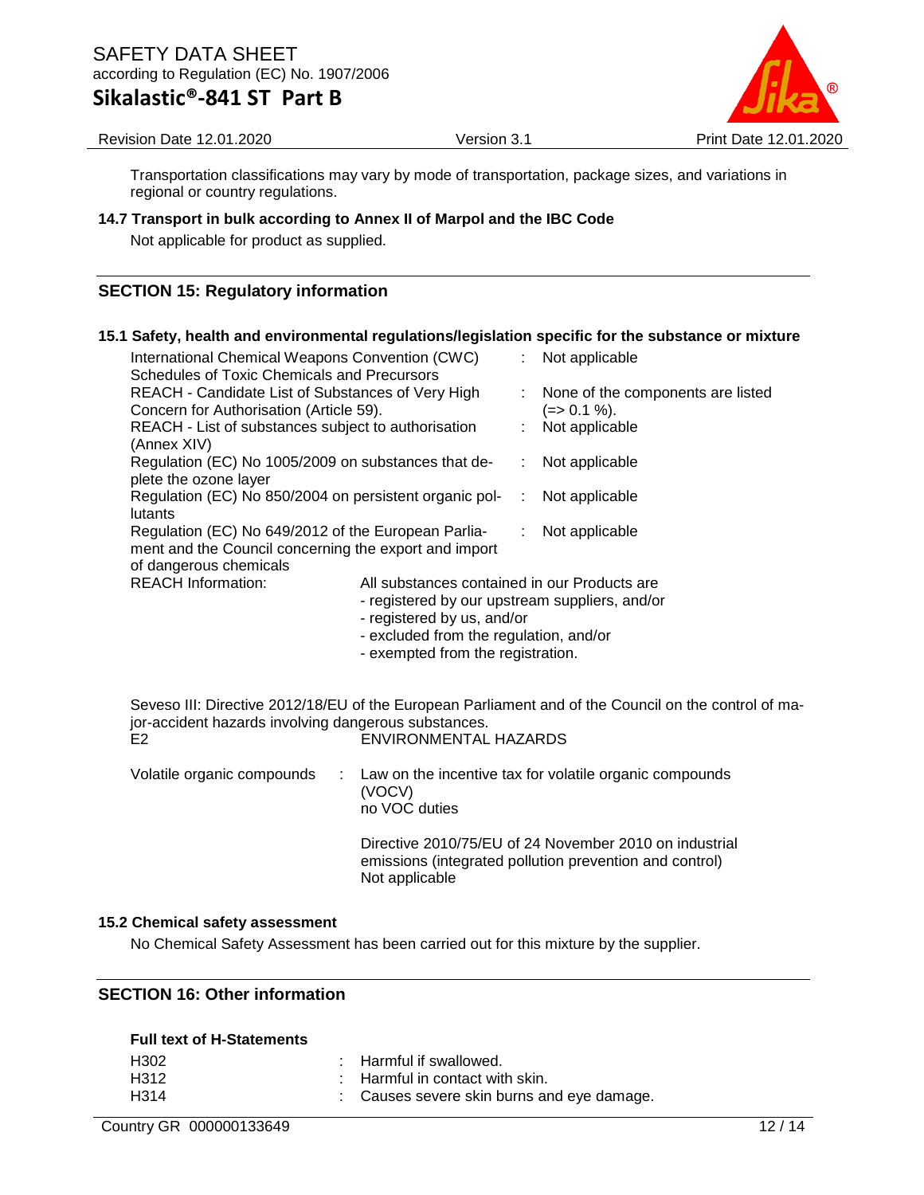Transportation classifications may vary by mode of transportation, package sizes, and variations in regional or country regulations.

### 14.7 Transport in bulk according to Annex II of Marpol and the IBC Code

Not applicable for product as supplied.

## SECTION 15: Regulatory information

### 15.1 Safety, health and environmental regulations/legislation specific for the substance or mixture

| | | |
|---|---|---|
| International Chemical Weapons Convention (CWC) Schedules of Toxic Chemicals and Precursors | : | Not applicable |
| REACH - Candidate List of Substances of Very High Concern for Authorisation (Article 59). | : | None of the components are listed (=> 0.1 %). |
| REACH - List of substances subject to authorisation (Annex XIV) | : | Not applicable |
| Regulation (EC) No 1005/2009 on substances that deplete the ozone layer | : | Not applicable |
| Regulation (EC) No 850/2004 on persistent organic pollutants | : | Not applicable |
| Regulation (EC) No 649/2012 of the European Parliament and the Council concerning the export and import of dangerous chemicals | : | Not applicable |

REACH Information: All substances contained in our Products are
- registered by our upstream suppliers, and/or
- registered by us, and/or
- excluded from the regulation, and/or
- exempted from the registration.

Seveso III: Directive 2012/18/EU of the European Parliament and of the Council on the control of major-accident hazards involving dangerous substances.

E2 ENVIRONMENTAL HAZARDS

Volatile organic compounds : Law on the incentive tax for volatile organic compounds (VOCV)
no VOC duties

Directive 2010/75/EU of 24 November 2010 on industrial emissions (integrated pollution prevention and control)
Not applicable

### 15.2 Chemical safety assessment

No Chemical Safety Assessment has been carried out for this mixture by the supplier.

## SECTION 16: Other information

**Full text of H-Statements**

| | | |
|---|---|---|
| H302 | : | Harmful if swallowed. |
| H312 | : | Harmful in contact with skin. |
| H314 | : | Causes severe skin burns and eye damage. |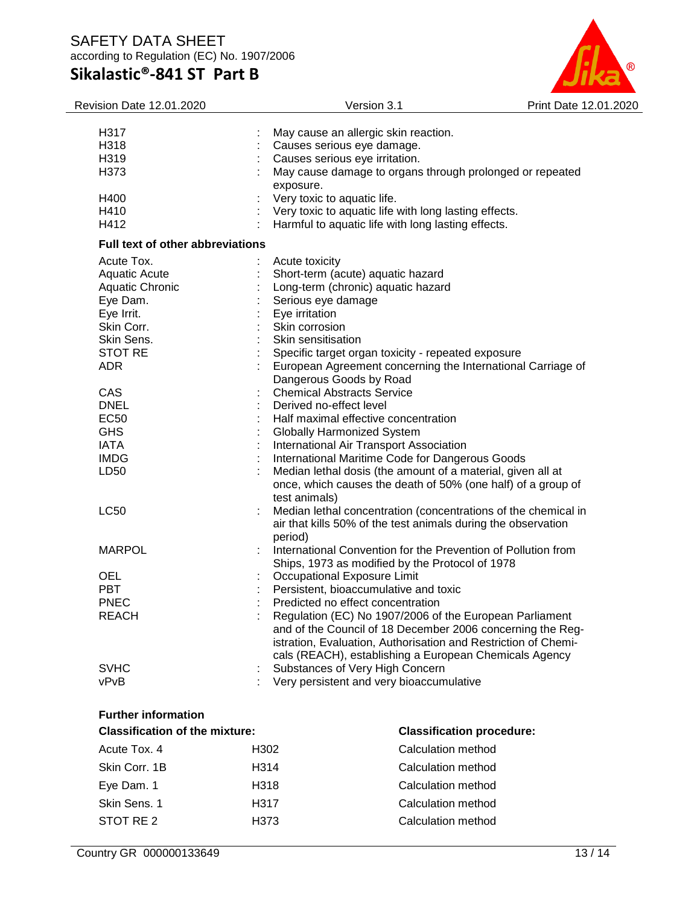| | | |
|---|---|---|
| H317 | : | May cause an allergic skin reaction. |
| H318 | : | Causes serious eye damage. |
| H319 | : | Causes serious eye irritation. |
| H373 | : | May cause damage to organs through prolonged or repeated exposure. |
| H400 | : | Very toxic to aquatic life. |
| H410 | : | Very toxic to aquatic life with long lasting effects. |
| H412 | : | Harmful to aquatic life with long lasting effects. |

**Full text of other abbreviations**

| | | |
|---|---|---|
| Acute Tox. | : | Acute toxicity |
| Aquatic Acute | : | Short-term (acute) aquatic hazard |
| Aquatic Chronic | : | Long-term (chronic) aquatic hazard |
| Eye Dam. | : | Serious eye damage |
| Eye Irrit. | : | Eye irritation |
| Skin Corr. | : | Skin corrosion |
| Skin Sens. | : | Skin sensitisation |
| STOT RE | : | Specific target organ toxicity - repeated exposure |
| ADR | : | European Agreement concerning the International Carriage of Dangerous Goods by Road |
| CAS | : | Chemical Abstracts Service |
| DNEL | : | Derived no-effect level |
| EC50 | : | Half maximal effective concentration |
| GHS | : | Globally Harmonized System |
| IATA | : | International Air Transport Association |
| IMDG | : | International Maritime Code for Dangerous Goods |
| LD50 | : | Median lethal dosis (the amount of a material, given all at once, which causes the death of 50% (one half) of a group of test animals) |
| LC50 | : | Median lethal concentration (concentrations of the chemical in air that kills 50% of the test animals during the observation period) |
| MARPOL | : | International Convention for the Prevention of Pollution from Ships, 1973 as modified by the Protocol of 1978 |
| OEL | : | Occupational Exposure Limit |
| PBT | : | Persistent, bioaccumulative and toxic |
| PNEC | : | Predicted no effect concentration |
| REACH | : | Regulation (EC) No 1907/2006 of the European Parliament and of the Council of 18 December 2006 concerning the Registration, Evaluation, Authorisation and Restriction of Chemicals (REACH), establishing a European Chemicals Agency |
| SVHC | : | Substances of Very High Concern |
| vPvB | : | Very persistent and very bioaccumulative |

**Further information**

| **Classification of the mixture:** | | **Classification procedure:** |
|---|---|---|
| Acute Tox. 4 | H302 | Calculation method |
| Skin Corr. 1B | H314 | Calculation method |
| Eye Dam. 1 | H318 | Calculation method |
| Skin Sens. 1 | H317 | Calculation method |
| STOT RE 2 | H373 | Calculation method |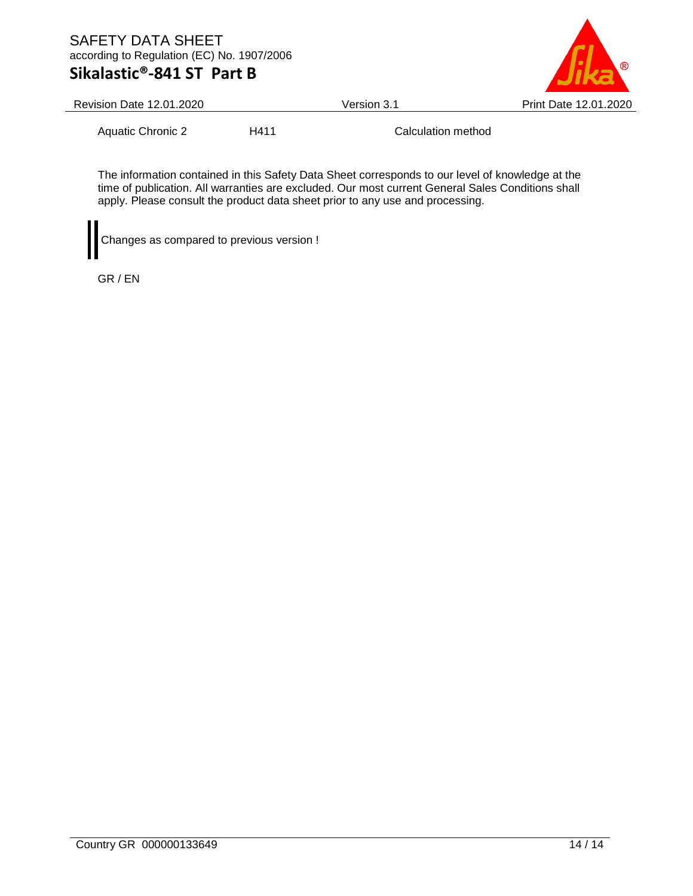| | | |
|---|---|---|
| Aquatic Chronic 2 | H411 | Calculation method |

The information contained in this Safety Data Sheet corresponds to our level of knowledge at the time of publication. All warranties are excluded. Our most current General Sales Conditions shall apply. Please consult the product data sheet prior to any use and processing.

Changes as compared to previous version !

GR / EN